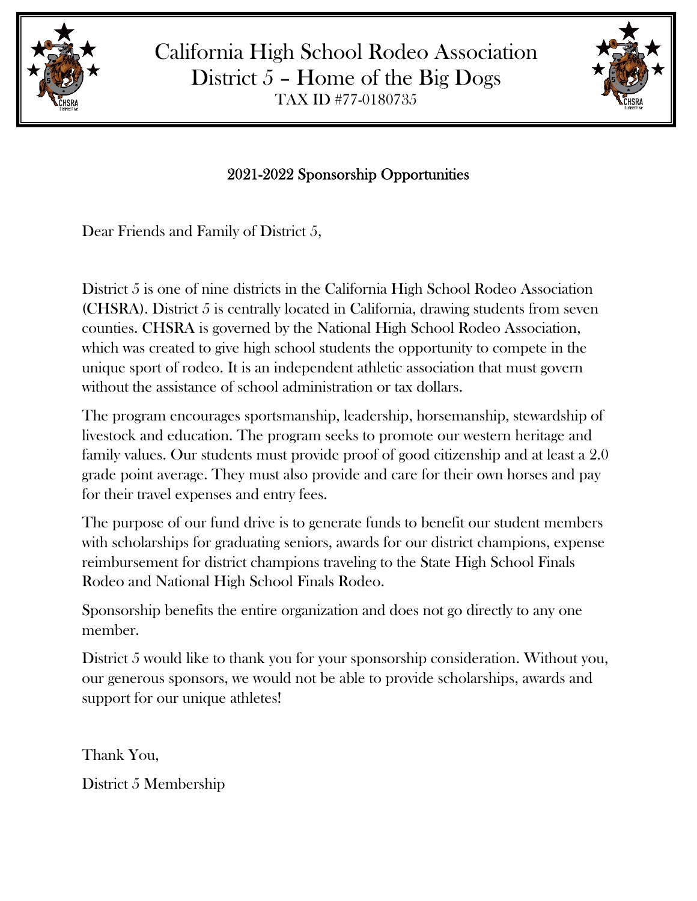# California High School Rodeo Association
## District 5 – Home of the Big Dogs
TAX ID #77-0180735

### 2021-2022 Sponsorship Opportunities

Dear Friends and Family of District 5,

District 5 is one of nine districts in the California High School Rodeo Association (CHSRA). District 5 is centrally located in California, drawing students from seven counties. CHSRA is governed by the National High School Rodeo Association, which was created to give high school students the opportunity to compete in the unique sport of rodeo. It is an independent athletic association that must govern without the assistance of school administration or tax dollars.

The program encourages sportsmanship, leadership, horsemanship, stewardship of livestock and education. The program seeks to promote our western heritage and family values. Our students must provide proof of good citizenship and at least a 2.0 grade point average. They must also provide and care for their own horses and pay for their travel expenses and entry fees.

The purpose of our fund drive is to generate funds to benefit our student members with scholarships for graduating seniors, awards for our district champions, expense reimbursement for district champions traveling to the State High School Finals Rodeo and National High School Finals Rodeo.

Sponsorship benefits the entire organization and does not go directly to any one member.

District 5 would like to thank you for your sponsorship consideration. Without you, our generous sponsors, we would not be able to provide scholarships, awards and support for our unique athletes!

Thank You,

District 5 Membership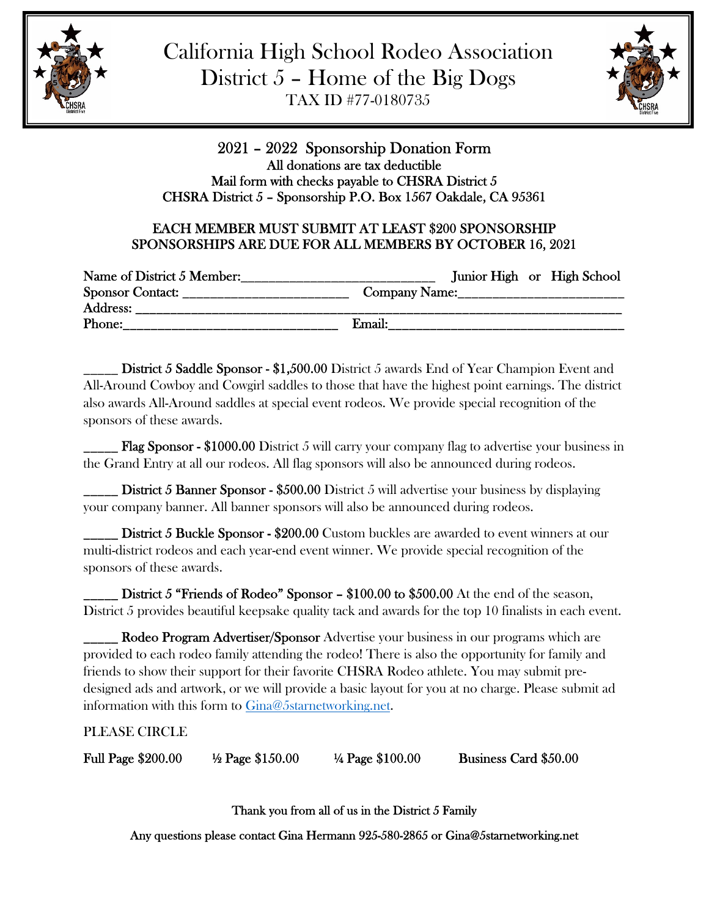# California High School Rodeo Association
## District 5 – Home of the Big Dogs
TAX ID #77-0180735

### 2021 – 2022 Sponsorship Donation Form

All donations are tax deductible
Mail form with checks payable to CHSRA District 5
CHSRA District 5 – Sponsorship P.O. Box 1567 Oakdale, CA 95361

**EACH MEMBER MUST SUBMIT AT LEAST $200 SPONSORSHIP**
**SPONSORSHIPS ARE DUE FOR ALL MEMBERS BY OCTOBER 16, 2021**

Name of District 5 Member:_____________________________ Junior High or High School
Sponsor Contact: ________________________ Company Name:________________________
Address: ____________________________________________________________________
Phone:_______________________________ Email:__________________________________

_____ **District 5 Saddle Sponsor - $1,500.00** District 5 awards End of Year Champion Event and All-Around Cowboy and Cowgirl saddles to those that have the highest point earnings. The district also awards All-Around saddles at special event rodeos. We provide special recognition of the sponsors of these awards.

_____ **Flag Sponsor - $1000.00** District 5 will carry your company flag to advertise your business in the Grand Entry at all our rodeos. All flag sponsors will also be announced during rodeos.

_____ **District 5 Banner Sponsor - $500.00** District 5 will advertise your business by displaying your company banner. All banner sponsors will also be announced during rodeos.

_____ **District 5 Buckle Sponsor - $200.00** Custom buckles are awarded to event winners at our multi-district rodeos and each year-end event winner. We provide special recognition of the sponsors of these awards.

_____ **District 5 "Friends of Rodeo" Sponsor – $100.00 to $500.00** At the end of the season, District 5 provides beautiful keepsake quality tack and awards for the top 10 finalists in each event.

_____ **Rodeo Program Advertiser/Sponsor** Advertise your business in our programs which are provided to each rodeo family attending the rodeo! There is also the opportunity for family and friends to show their support for their favorite CHSRA Rodeo athlete. You may submit pre-designed ads and artwork, or we will provide a basic layout for you at no charge. Please submit ad information with this form to Gina@5starnetworking.net.

PLEASE CIRCLE

**Full Page $200.00** **½ Page $150.00** **¼ Page $100.00** **Business Card $50.00**

Thank you from all of us in the District 5 Family

Any questions please contact Gina Hermann 925-580-2865 or Gina@5starnetworking.net